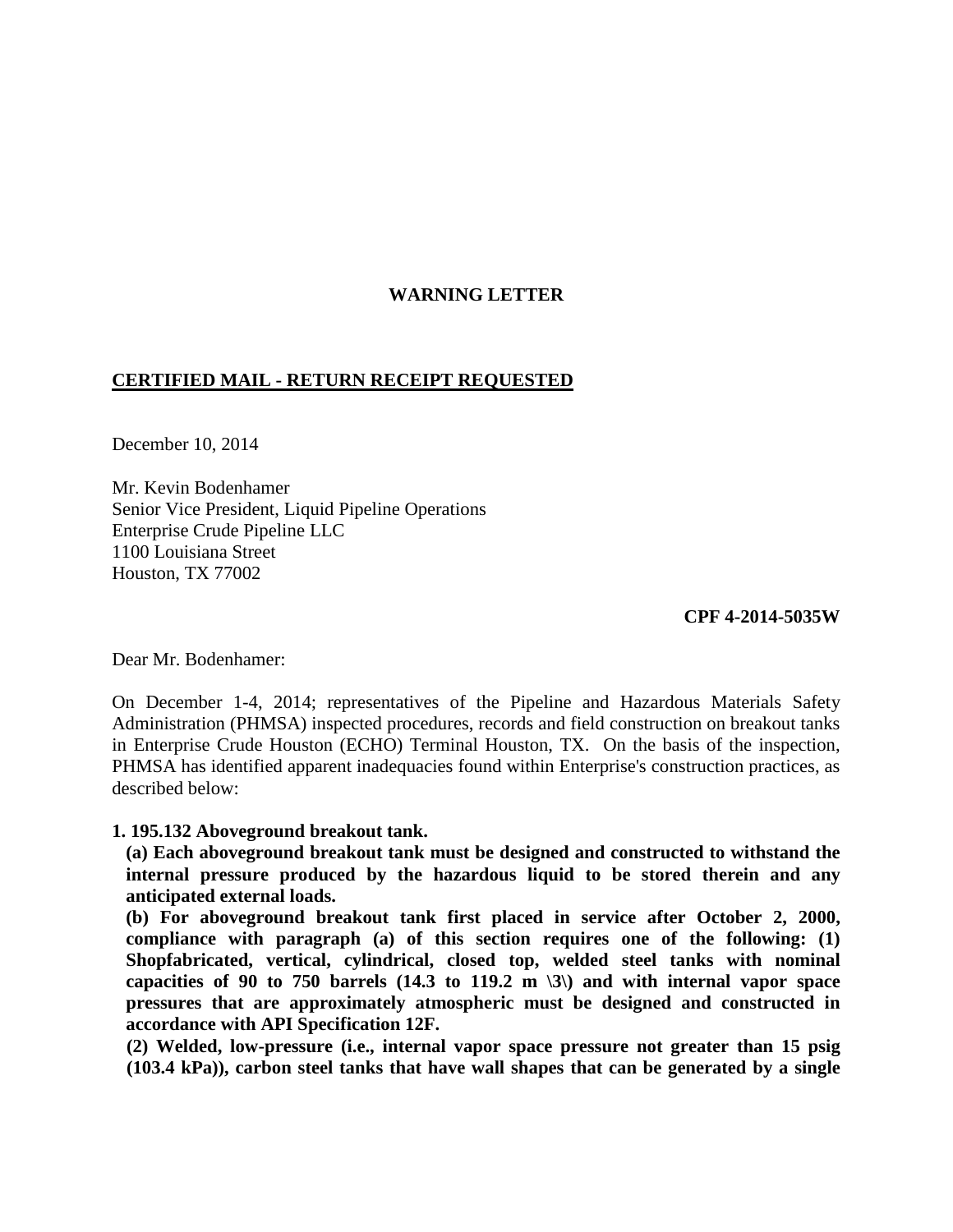**WARNING LETTER**

**CERTIFIED MAIL - RETURN RECEIPT REQUESTED**

December 10, 2014

Mr. Kevin Bodenhamer
Senior Vice President, Liquid Pipeline Operations
Enterprise Crude Pipeline LLC
1100 Louisiana Street
Houston, TX 77002

**CPF 4-2014-5035W**

Dear Mr. Bodenhamer:

On December 1-4, 2014; representatives of the Pipeline and Hazardous Materials Safety Administration (PHMSA) inspected procedures, records and field construction on breakout tanks in Enterprise Crude Houston (ECHO) Terminal Houston, TX. On the basis of the inspection, PHMSA has identified apparent inadequacies found within Enterprise's construction practices, as described below:

**1. 195.132 Aboveground breakout tank.**

**(a) Each aboveground breakout tank must be designed and constructed to withstand the internal pressure produced by the hazardous liquid to be stored therein and any anticipated external loads.**

**(b) For aboveground breakout tank first placed in service after October 2, 2000, compliance with paragraph (a) of this section requires one of the following: (1) Shopfabricated, vertical, cylindrical, closed top, welded steel tanks with nominal capacities of 90 to 750 barrels (14.3 to 119.2 m \3\) and with internal vapor space pressures that are approximately atmospheric must be designed and constructed in accordance with API Specification 12F.**

**(2) Welded, low-pressure (i.e., internal vapor space pressure not greater than 15 psig (103.4 kPa)), carbon steel tanks that have wall shapes that can be generated by a single**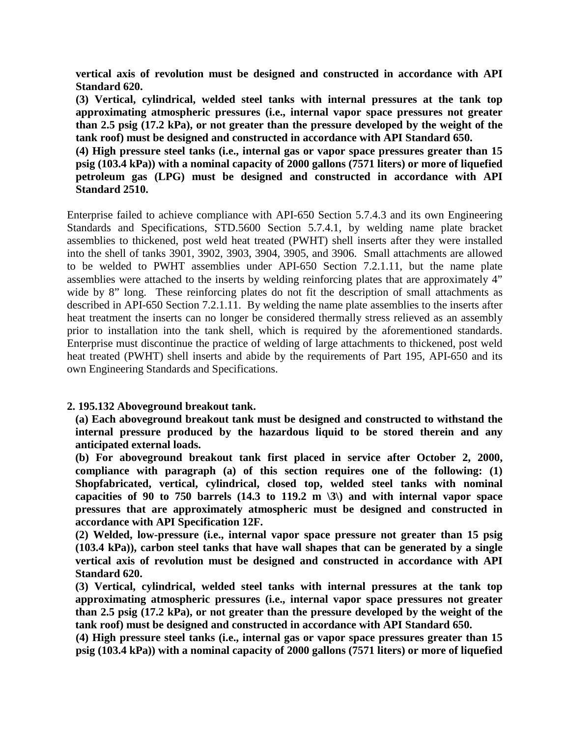**vertical axis of revolution must be designed and constructed in accordance with API Standard 620.**

**(3) Vertical, cylindrical, welded steel tanks with internal pressures at the tank top approximating atmospheric pressures (i.e., internal vapor space pressures not greater than 2.5 psig (17.2 kPa), or not greater than the pressure developed by the weight of the tank roof) must be designed and constructed in accordance with API Standard 650.**

**(4) High pressure steel tanks (i.e., internal gas or vapor space pressures greater than 15 psig (103.4 kPa)) with a nominal capacity of 2000 gallons (7571 liters) or more of liquefied petroleum gas (LPG) must be designed and constructed in accordance with API Standard 2510.**

Enterprise failed to achieve compliance with API-650 Section 5.7.4.3 and its own Engineering Standards and Specifications, STD.5600 Section 5.7.4.1, by welding name plate bracket assemblies to thickened, post weld heat treated (PWHT) shell inserts after they were installed into the shell of tanks 3901, 3902, 3903, 3904, 3905, and 3906. Small attachments are allowed to be welded to PWHT assemblies under API-650 Section 7.2.1.11, but the name plate assemblies were attached to the inserts by welding reinforcing plates that are approximately 4" wide by 8" long. These reinforcing plates do not fit the description of small attachments as described in API-650 Section 7.2.1.11. By welding the name plate assemblies to the inserts after heat treatment the inserts can no longer be considered thermally stress relieved as an assembly prior to installation into the tank shell, which is required by the aforementioned standards. Enterprise must discontinue the practice of welding of large attachments to thickened, post weld heat treated (PWHT) shell inserts and abide by the requirements of Part 195, API-650 and its own Engineering Standards and Specifications.

**2. 195.132 Aboveground breakout tank.**

**(a) Each aboveground breakout tank must be designed and constructed to withstand the internal pressure produced by the hazardous liquid to be stored therein and any anticipated external loads.**

**(b) For aboveground breakout tank first placed in service after October 2, 2000, compliance with paragraph (a) of this section requires one of the following: (1) Shopfabricated, vertical, cylindrical, closed top, welded steel tanks with nominal capacities of 90 to 750 barrels (14.3 to 119.2 m \3\) and with internal vapor space pressures that are approximately atmospheric must be designed and constructed in accordance with API Specification 12F.**

**(2) Welded, low-pressure (i.e., internal vapor space pressure not greater than 15 psig (103.4 kPa)), carbon steel tanks that have wall shapes that can be generated by a single vertical axis of revolution must be designed and constructed in accordance with API Standard 620.**

**(3) Vertical, cylindrical, welded steel tanks with internal pressures at the tank top approximating atmospheric pressures (i.e., internal vapor space pressures not greater than 2.5 psig (17.2 kPa), or not greater than the pressure developed by the weight of the tank roof) must be designed and constructed in accordance with API Standard 650.**

**(4) High pressure steel tanks (i.e., internal gas or vapor space pressures greater than 15 psig (103.4 kPa)) with a nominal capacity of 2000 gallons (7571 liters) or more of liquefied**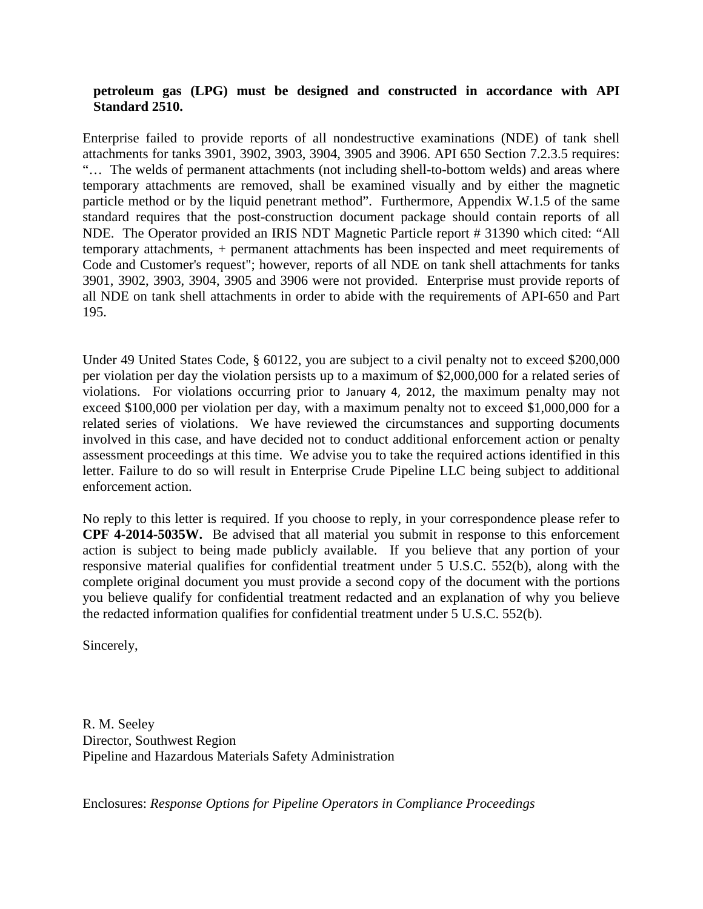**petroleum gas (LPG) must be designed and constructed in accordance with API Standard 2510.**

Enterprise failed to provide reports of all nondestructive examinations (NDE) of tank shell attachments for tanks 3901, 3902, 3903, 3904, 3905 and 3906. API 650 Section 7.2.3.5 requires: "… The welds of permanent attachments (not including shell-to-bottom welds) and areas where temporary attachments are removed, shall be examined visually and by either the magnetic particle method or by the liquid penetrant method". Furthermore, Appendix W.1.5 of the same standard requires that the post-construction document package should contain reports of all NDE. The Operator provided an IRIS NDT Magnetic Particle report # 31390 which cited: "All temporary attachments, + permanent attachments has been inspected and meet requirements of Code and Customer's request"; however, reports of all NDE on tank shell attachments for tanks 3901, 3902, 3903, 3904, 3905 and 3906 were not provided. Enterprise must provide reports of all NDE on tank shell attachments in order to abide with the requirements of API-650 and Part 195.

Under 49 United States Code, § 60122, you are subject to a civil penalty not to exceed $200,000 per violation per day the violation persists up to a maximum of $2,000,000 for a related series of violations. For violations occurring prior to January 4, 2012, the maximum penalty may not exceed $100,000 per violation per day, with a maximum penalty not to exceed $1,000,000 for a related series of violations. We have reviewed the circumstances and supporting documents involved in this case, and have decided not to conduct additional enforcement action or penalty assessment proceedings at this time. We advise you to take the required actions identified in this letter. Failure to do so will result in Enterprise Crude Pipeline LLC being subject to additional enforcement action.

No reply to this letter is required. If you choose to reply, in your correspondence please refer to **CPF 4-2014-5035W.** Be advised that all material you submit in response to this enforcement action is subject to being made publicly available. If you believe that any portion of your responsive material qualifies for confidential treatment under 5 U.S.C. 552(b), along with the complete original document you must provide a second copy of the document with the portions you believe qualify for confidential treatment redacted and an explanation of why you believe the redacted information qualifies for confidential treatment under 5 U.S.C. 552(b).

Sincerely,

R. M. Seeley
Director, Southwest Region
Pipeline and Hazardous Materials Safety Administration

Enclosures: *Response Options for Pipeline Operators in Compliance Proceedings*